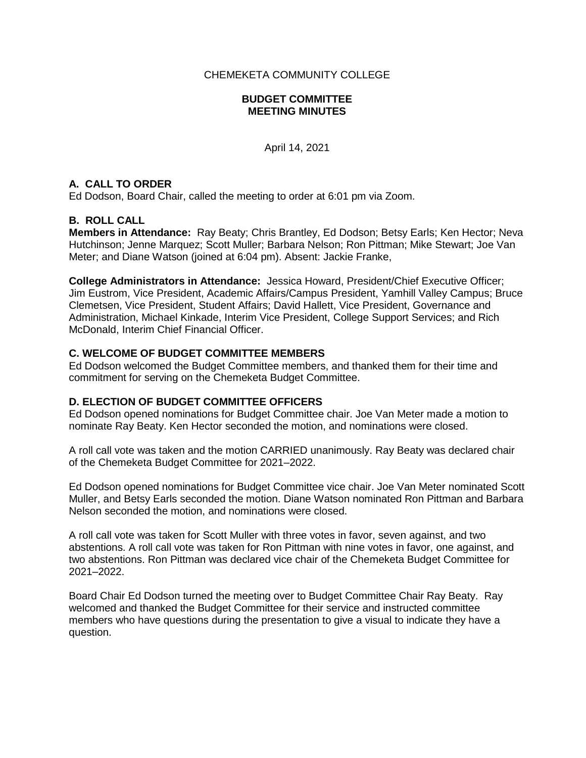CHEMEKETA COMMUNITY COLLEGE

**BUDGET COMMITTEE**
**MEETING MINUTES**

April 14, 2021

## A. CALL TO ORDER

Ed Dodson, Board Chair, called the meeting to order at 6:01 pm via Zoom.

## B. ROLL CALL

**Members in Attendance:** Ray Beaty; Chris Brantley, Ed Dodson; Betsy Earls; Ken Hector; Neva Hutchinson; Jenne Marquez; Scott Muller; Barbara Nelson; Ron Pittman; Mike Stewart; Joe Van Meter; and Diane Watson (joined at 6:04 pm). Absent: Jackie Franke,

**College Administrators in Attendance:** Jessica Howard, President/Chief Executive Officer; Jim Eustrom, Vice President, Academic Affairs/Campus President, Yamhill Valley Campus; Bruce Clemetsen, Vice President, Student Affairs; David Hallett, Vice President, Governance and Administration, Michael Kinkade, Interim Vice President, College Support Services; and Rich McDonald, Interim Chief Financial Officer.

## C. WELCOME OF BUDGET COMMITTEE MEMBERS

Ed Dodson welcomed the Budget Committee members, and thanked them for their time and commitment for serving on the Chemeketa Budget Committee.

## D. ELECTION OF BUDGET COMMITTEE OFFICERS

Ed Dodson opened nominations for Budget Committee chair. Joe Van Meter made a motion to nominate Ray Beaty. Ken Hector seconded the motion, and nominations were closed.

A roll call vote was taken and the motion CARRIED unanimously. Ray Beaty was declared chair of the Chemeketa Budget Committee for 2021–2022.

Ed Dodson opened nominations for Budget Committee vice chair. Joe Van Meter nominated Scott Muller, and Betsy Earls seconded the motion. Diane Watson nominated Ron Pittman and Barbara Nelson seconded the motion, and nominations were closed.

A roll call vote was taken for Scott Muller with three votes in favor, seven against, and two abstentions. A roll call vote was taken for Ron Pittman with nine votes in favor, one against, and two abstentions. Ron Pittman was declared vice chair of the Chemeketa Budget Committee for 2021–2022.

Board Chair Ed Dodson turned the meeting over to Budget Committee Chair Ray Beaty. Ray welcomed and thanked the Budget Committee for their service and instructed committee members who have questions during the presentation to give a visual to indicate they have a question.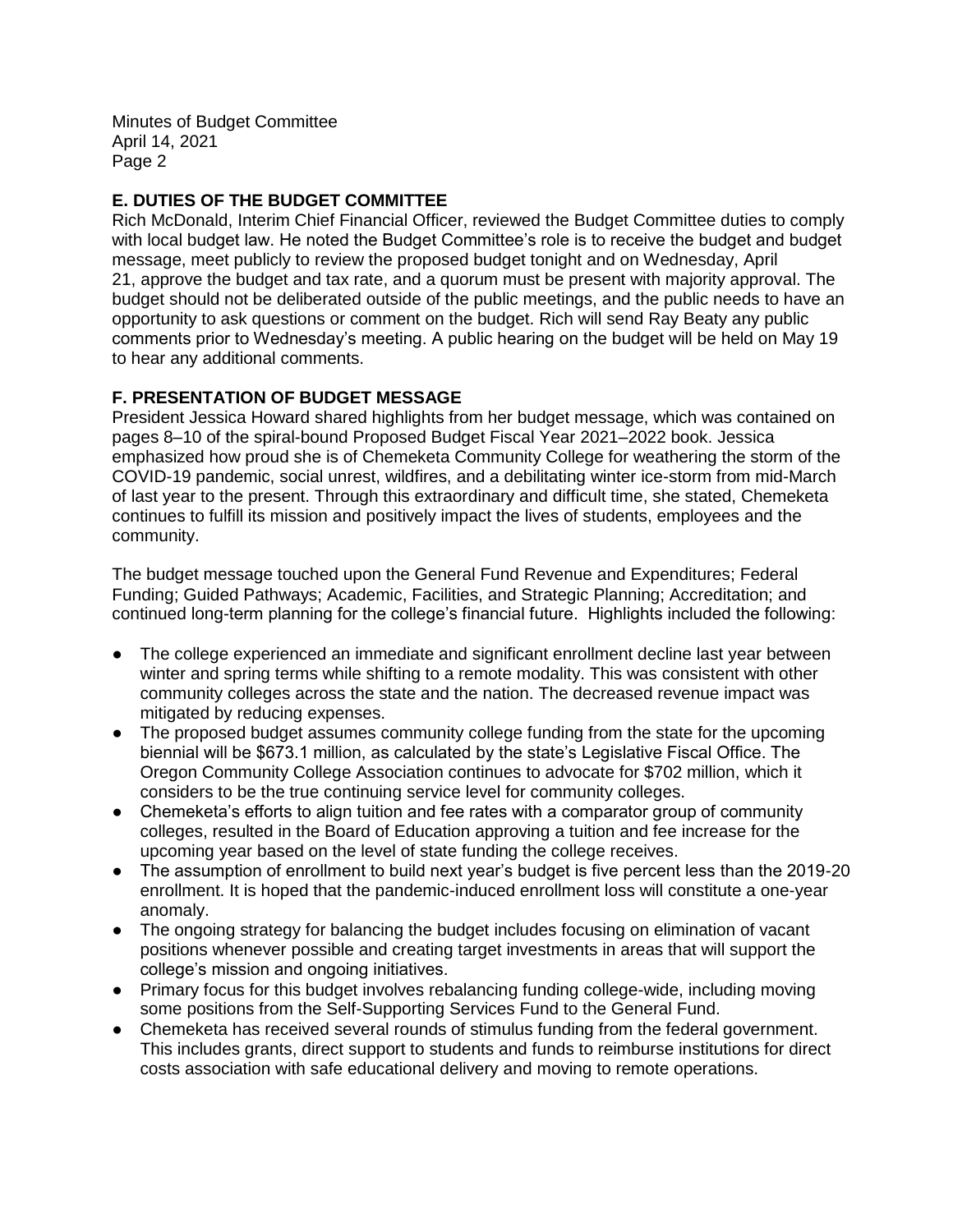## E. DUTIES OF THE BUDGET COMMITTEE

Rich McDonald, Interim Chief Financial Officer, reviewed the Budget Committee duties to comply with local budget law. He noted the Budget Committee's role is to receive the budget and budget message, meet publicly to review the proposed budget tonight and on Wednesday, April 21, approve the budget and tax rate, and a quorum must be present with majority approval. The budget should not be deliberated outside of the public meetings, and the public needs to have an opportunity to ask questions or comment on the budget. Rich will send Ray Beaty any public comments prior to Wednesday's meeting. A public hearing on the budget will be held on May 19 to hear any additional comments.

## F. PRESENTATION OF BUDGET MESSAGE

President Jessica Howard shared highlights from her budget message, which was contained on pages 8–10 of the spiral-bound Proposed Budget Fiscal Year 2021–2022 book. Jessica emphasized how proud she is of Chemeketa Community College for weathering the storm of the COVID-19 pandemic, social unrest, wildfires, and a debilitating winter ice-storm from mid-March of last year to the present. Through this extraordinary and difficult time, she stated, Chemeketa continues to fulfill its mission and positively impact the lives of students, employees and the community.

The budget message touched upon the General Fund Revenue and Expenditures; Federal Funding; Guided Pathways; Academic, Facilities, and Strategic Planning; Accreditation; and continued long-term planning for the college's financial future. Highlights included the following:

- The college experienced an immediate and significant enrollment decline last year between winter and spring terms while shifting to a remote modality. This was consistent with other community colleges across the state and the nation. The decreased revenue impact was mitigated by reducing expenses.
- The proposed budget assumes community college funding from the state for the upcoming biennial will be $673.1 million, as calculated by the state's Legislative Fiscal Office. The Oregon Community College Association continues to advocate for $702 million, which it considers to be the true continuing service level for community colleges.
- Chemeketa's efforts to align tuition and fee rates with a comparator group of community colleges, resulted in the Board of Education approving a tuition and fee increase for the upcoming year based on the level of state funding the college receives.
- The assumption of enrollment to build next year's budget is five percent less than the 2019-20 enrollment. It is hoped that the pandemic-induced enrollment loss will constitute a one-year anomaly.
- The ongoing strategy for balancing the budget includes focusing on elimination of vacant positions whenever possible and creating target investments in areas that will support the college's mission and ongoing initiatives.
- Primary focus for this budget involves rebalancing funding college-wide, including moving some positions from the Self-Supporting Services Fund to the General Fund.
- Chemeketa has received several rounds of stimulus funding from the federal government. This includes grants, direct support to students and funds to reimburse institutions for direct costs association with safe educational delivery and moving to remote operations.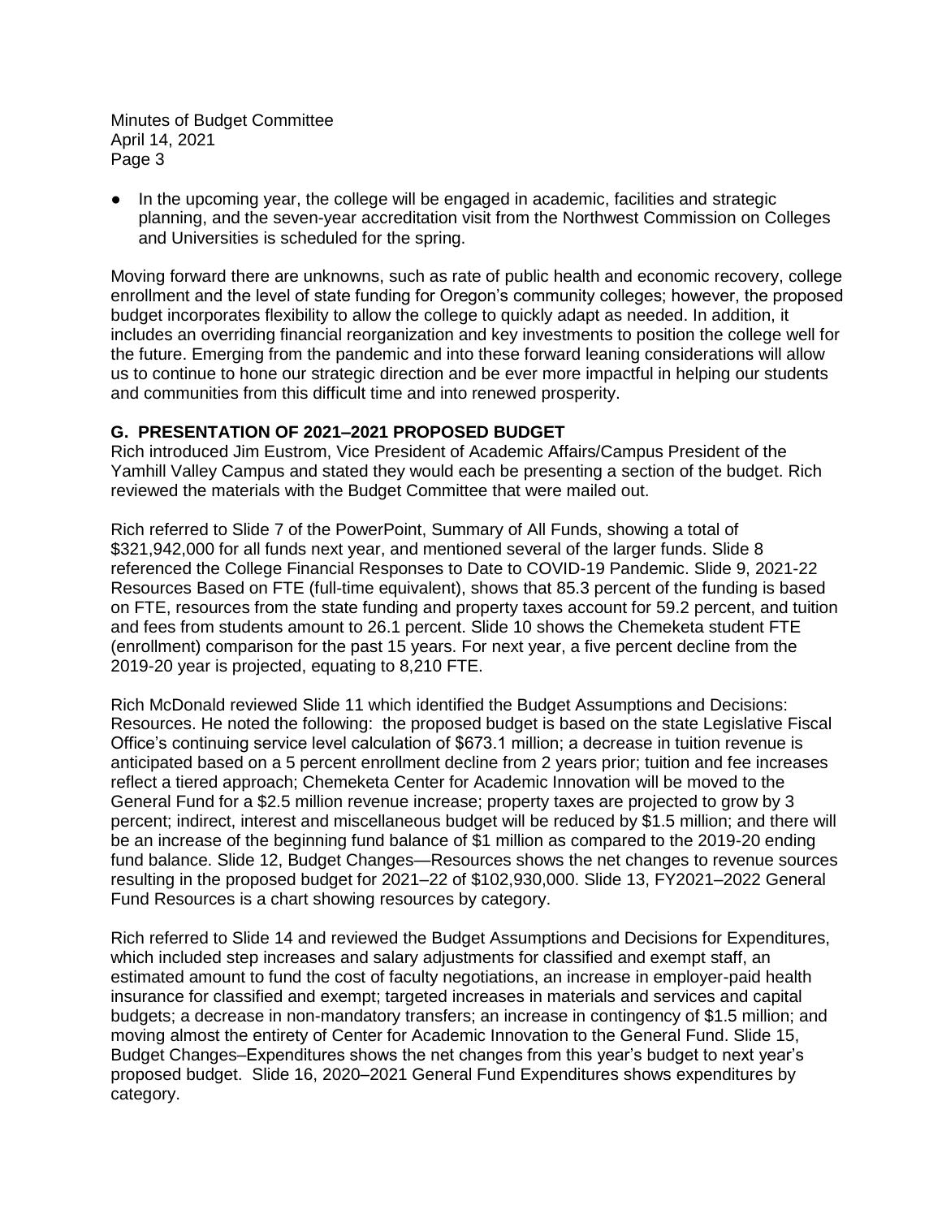- In the upcoming year, the college will be engaged in academic, facilities and strategic planning, and the seven-year accreditation visit from the Northwest Commission on Colleges and Universities is scheduled for the spring.

Moving forward there are unknowns, such as rate of public health and economic recovery, college enrollment and the level of state funding for Oregon's community colleges; however, the proposed budget incorporates flexibility to allow the college to quickly adapt as needed. In addition, it includes an overriding financial reorganization and key investments to position the college well for the future. Emerging from the pandemic and into these forward leaning considerations will allow us to continue to hone our strategic direction and be ever more impactful in helping our students and communities from this difficult time and into renewed prosperity.

**G. PRESENTATION OF 2021–2021 PROPOSED BUDGET**

Rich introduced Jim Eustrom, Vice President of Academic Affairs/Campus President of the Yamhill Valley Campus and stated they would each be presenting a section of the budget. Rich reviewed the materials with the Budget Committee that were mailed out.

Rich referred to Slide 7 of the PowerPoint, Summary of All Funds, showing a total of $321,942,000 for all funds next year, and mentioned several of the larger funds. Slide 8 referenced the College Financial Responses to Date to COVID-19 Pandemic. Slide 9, 2021-22 Resources Based on FTE (full-time equivalent), shows that 85.3 percent of the funding is based on FTE, resources from the state funding and property taxes account for 59.2 percent, and tuition and fees from students amount to 26.1 percent. Slide 10 shows the Chemeketa student FTE (enrollment) comparison for the past 15 years. For next year, a five percent decline from the 2019-20 year is projected, equating to 8,210 FTE.

Rich McDonald reviewed Slide 11 which identified the Budget Assumptions and Decisions: Resources. He noted the following: the proposed budget is based on the state Legislative Fiscal Office's continuing service level calculation of $673.1 million; a decrease in tuition revenue is anticipated based on a 5 percent enrollment decline from 2 years prior; tuition and fee increases reflect a tiered approach; Chemeketa Center for Academic Innovation will be moved to the General Fund for a $2.5 million revenue increase; property taxes are projected to grow by 3 percent; indirect, interest and miscellaneous budget will be reduced by $1.5 million; and there will be an increase of the beginning fund balance of $1 million as compared to the 2019-20 ending fund balance. Slide 12, Budget Changes—Resources shows the net changes to revenue sources resulting in the proposed budget for 2021–22 of $102,930,000. Slide 13, FY2021–2022 General Fund Resources is a chart showing resources by category.

Rich referred to Slide 14 and reviewed the Budget Assumptions and Decisions for Expenditures, which included step increases and salary adjustments for classified and exempt staff, an estimated amount to fund the cost of faculty negotiations, an increase in employer-paid health insurance for classified and exempt; targeted increases in materials and services and capital budgets; a decrease in non-mandatory transfers; an increase in contingency of $1.5 million; and moving almost the entirety of Center for Academic Innovation to the General Fund. Slide 15, Budget Changes–Expenditures shows the net changes from this year's budget to next year's proposed budget. Slide 16, 2020–2021 General Fund Expenditures shows expenditures by category.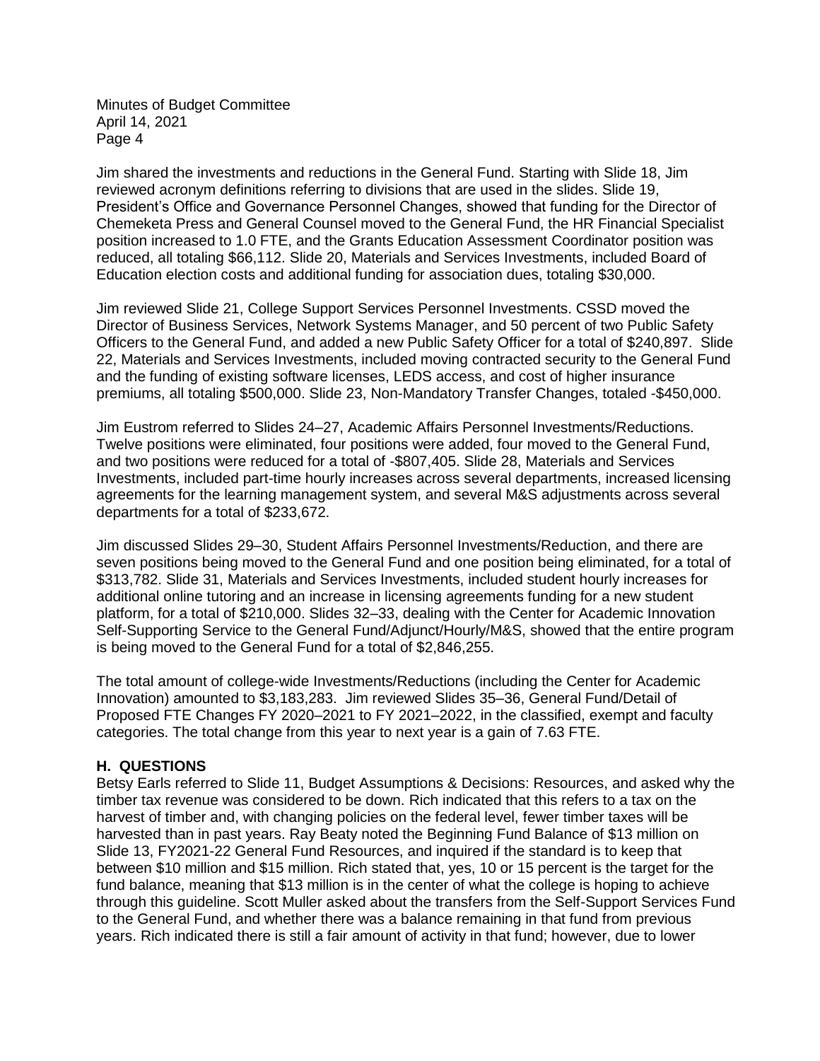Jim shared the investments and reductions in the General Fund. Starting with Slide 18, Jim reviewed acronym definitions referring to divisions that are used in the slides. Slide 19, President's Office and Governance Personnel Changes, showed that funding for the Director of Chemeketa Press and General Counsel moved to the General Fund, the HR Financial Specialist position increased to 1.0 FTE, and the Grants Education Assessment Coordinator position was reduced, all totaling $66,112. Slide 20, Materials and Services Investments, included Board of Education election costs and additional funding for association dues, totaling $30,000.

Jim reviewed Slide 21, College Support Services Personnel Investments. CSSD moved the Director of Business Services, Network Systems Manager, and 50 percent of two Public Safety Officers to the General Fund, and added a new Public Safety Officer for a total of $240,897. Slide 22, Materials and Services Investments, included moving contracted security to the General Fund and the funding of existing software licenses, LEDS access, and cost of higher insurance premiums, all totaling $500,000. Slide 23, Non-Mandatory Transfer Changes, totaled -$450,000.

Jim Eustrom referred to Slides 24–27, Academic Affairs Personnel Investments/Reductions. Twelve positions were eliminated, four positions were added, four moved to the General Fund, and two positions were reduced for a total of -$807,405. Slide 28, Materials and Services Investments, included part-time hourly increases across several departments, increased licensing agreements for the learning management system, and several M&S adjustments across several departments for a total of $233,672.

Jim discussed Slides 29–30, Student Affairs Personnel Investments/Reduction, and there are seven positions being moved to the General Fund and one position being eliminated, for a total of $313,782. Slide 31, Materials and Services Investments, included student hourly increases for additional online tutoring and an increase in licensing agreements funding for a new student platform, for a total of $210,000. Slides 32–33, dealing with the Center for Academic Innovation Self-Supporting Service to the General Fund/Adjunct/Hourly/M&S, showed that the entire program is being moved to the General Fund for a total of $2,846,255.

The total amount of college-wide Investments/Reductions (including the Center for Academic Innovation) amounted to $3,183,283. Jim reviewed Slides 35–36, General Fund/Detail of Proposed FTE Changes FY 2020–2021 to FY 2021–2022, in the classified, exempt and faculty categories. The total change from this year to next year is a gain of 7.63 FTE.

**H. QUESTIONS**

Betsy Earls referred to Slide 11, Budget Assumptions & Decisions: Resources, and asked why the timber tax revenue was considered to be down. Rich indicated that this refers to a tax on the harvest of timber and, with changing policies on the federal level, fewer timber taxes will be harvested than in past years. Ray Beaty noted the Beginning Fund Balance of $13 million on Slide 13, FY2021-22 General Fund Resources, and inquired if the standard is to keep that between $10 million and $15 million. Rich stated that, yes, 10 or 15 percent is the target for the fund balance, meaning that $13 million is in the center of what the college is hoping to achieve through this guideline. Scott Muller asked about the transfers from the Self-Support Services Fund to the General Fund, and whether there was a balance remaining in that fund from previous years. Rich indicated there is still a fair amount of activity in that fund; however, due to lower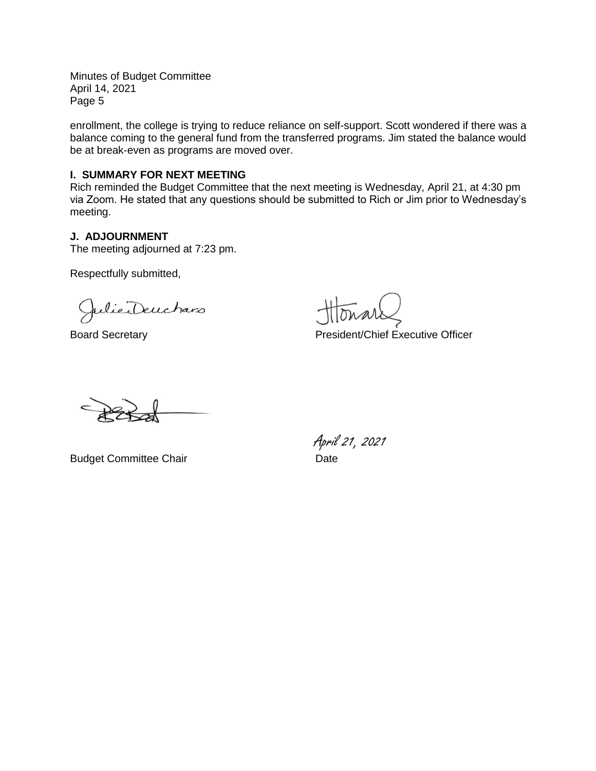enrollment, the college is trying to reduce reliance on self-support. Scott wondered if there was a balance coming to the general fund from the transferred programs. Jim stated the balance would be at break-even as programs are moved over.

**I. SUMMARY FOR NEXT MEETING**

Rich reminded the Budget Committee that the next meeting is Wednesday, April 21, at 4:30 pm via Zoom. He stated that any questions should be submitted to Rich or Jim prior to Wednesday's meeting.

**J. ADJOURNMENT**

The meeting adjourned at 7:23 pm.

Respectfully submitted,

Board Secretary

President/Chief Executive Officer

Budget Committee Chair

April 21, 2021

Date